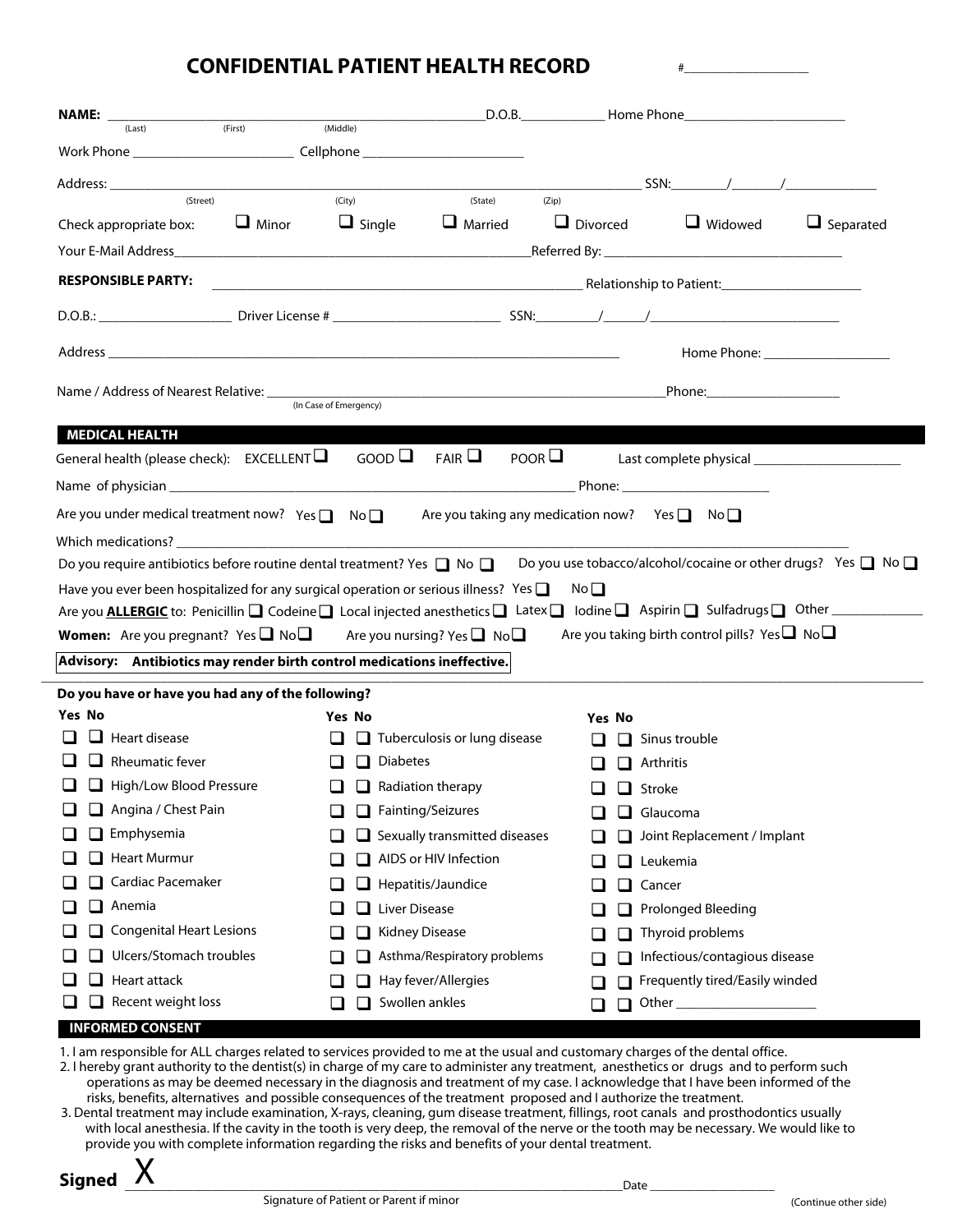# CONFIDENTIAL PATIENT HEALTH RECORD

#___________________

**NAME:** ___________________________________________ D.O.B.____________ Home Phone______________________
(Last) (First) (Middle)

Work Phone _______________________ Cellphone _______________________

Address: ___________________________________________________________________ SSN:________/_______/_____________
(Street) (City) (State) (Zip)

Check appropriate box: ☐ Minor ☐ Single ☐ Married ☐ Divorced ☐ Widowed ☐ Separated

Your E-Mail Address_____________________________________________Referred By: _________________________________

**RESPONSIBLE PARTY:** ____________________________________________ Relationship to Patient:___________________

D.O.B.: ___________________ Driver License # ________________________ SSN:_________/______/__________________________

Address ______________________________________________________________________ Home Phone: __________________

Name / Address of Nearest Relative: ____________________________________________________Phone:___________________
(In Case of Emergency)

## MEDICAL HEALTH

General health (please check): EXCELLENT ☐ GOOD ☐ FAIR ☐ POOR ☐ Last complete physical _____________________

Name of physician ________________________________________________________ Phone: _____________________

Are you under medical treatment now? Yes ☐ No ☐ Are you taking any medication now? Yes ☐ No ☐

Which medications? ______________________________________________________________________________________

Do you require antibiotics before routine dental treatment? Yes ☐ No ☐ Do you use tobacco/alcohol/cocaine or other drugs? Yes ☐ No ☐

Have you ever been hospitalized for any surgical operation or serious illness? Yes ☐ No ☐

Are you **ALLERGIC** to: Penicillin ☐ Codeine ☐ Local injected anesthetics ☐ Latex ☐ Iodine ☐ Aspirin ☐ Sulfadrugs ☐ Other _____________

**Women:** Are you pregnant? Yes ☐ No ☐ Are you nursing? Yes ☐ No ☐ Are you taking birth control pills? Yes ☐ No ☐

**Advisory: Antibiotics may render birth control medications ineffective.**

**Do you have or have you had any of the following?**

| Yes | No | | Yes | No | | Yes | No | |
|---|---|---|---|---|---|---|---|---|
| ☐ | ☐ | Heart disease | ☐ | ☐ | Tuberculosis or lung disease | ☐ | ☐ | Sinus trouble |
| ☐ | ☐ | Rheumatic fever | ☐ | ☐ | Diabetes | ☐ | ☐ | Arthritis |
| ☐ | ☐ | High/Low Blood Pressure | ☐ | ☐ | Radiation therapy | ☐ | ☐ | Stroke |
| ☐ | ☐ | Angina / Chest Pain | ☐ | ☐ | Fainting/Seizures | ☐ | ☐ | Glaucoma |
| ☐ | ☐ | Emphysemia | ☐ | ☐ | Sexually transmitted diseases | ☐ | ☐ | Joint Replacement / Implant |
| ☐ | ☐ | Heart Murmur | ☐ | ☐ | AIDS or HIV Infection | ☐ | ☐ | Leukemia |
| ☐ | ☐ | Cardiac Pacemaker | ☐ | ☐ | Hepatitis/Jaundice | ☐ | ☐ | Cancer |
| ☐ | ☐ | Anemia | ☐ | ☐ | Liver Disease | ☐ | ☐ | Prolonged Bleeding |
| ☐ | ☐ | Congenital Heart Lesions | ☐ | ☐ | Kidney Disease | ☐ | ☐ | Thyroid problems |
| ☐ | ☐ | Ulcers/Stomach troubles | ☐ | ☐ | Asthma/Respiratory problems | ☐ | ☐ | Infectious/contagious disease |
| ☐ | ☐ | Heart attack | ☐ | ☐ | Hay fever/Allergies | ☐ | ☐ | Frequently tired/Easily winded |
| ☐ | ☐ | Recent weight loss | ☐ | ☐ | Swollen ankles | ☐ | ☐ | Other ___________________ |

## INFORMED CONSENT

1. I am responsible for ALL charges related to services provided to me at the usual and customary charges of the dental office.
2. I hereby grant authority to the dentist(s) in charge of my care to administer any treatment, anesthetics or drugs and to perform such operations as may be deemed necessary in the diagnosis and treatment of my case. I acknowledge that I have been informed of the risks, benefits, alternatives and possible consequences of the treatment proposed and I authorize the treatment.
3. Dental treatment may include examination, X-rays, cleaning, gum disease treatment, fillings, root canals and prosthodontics usually with local anesthesia. If the cavity in the tooth is very deep, the removal of the nerve or the tooth may be necessary. We would like to provide you with complete information regarding the risks and benefits of your dental treatment.

**Signed** X ________________________________________________________________ Date ___________________
Signature of Patient or Parent if minor

(Continue other side)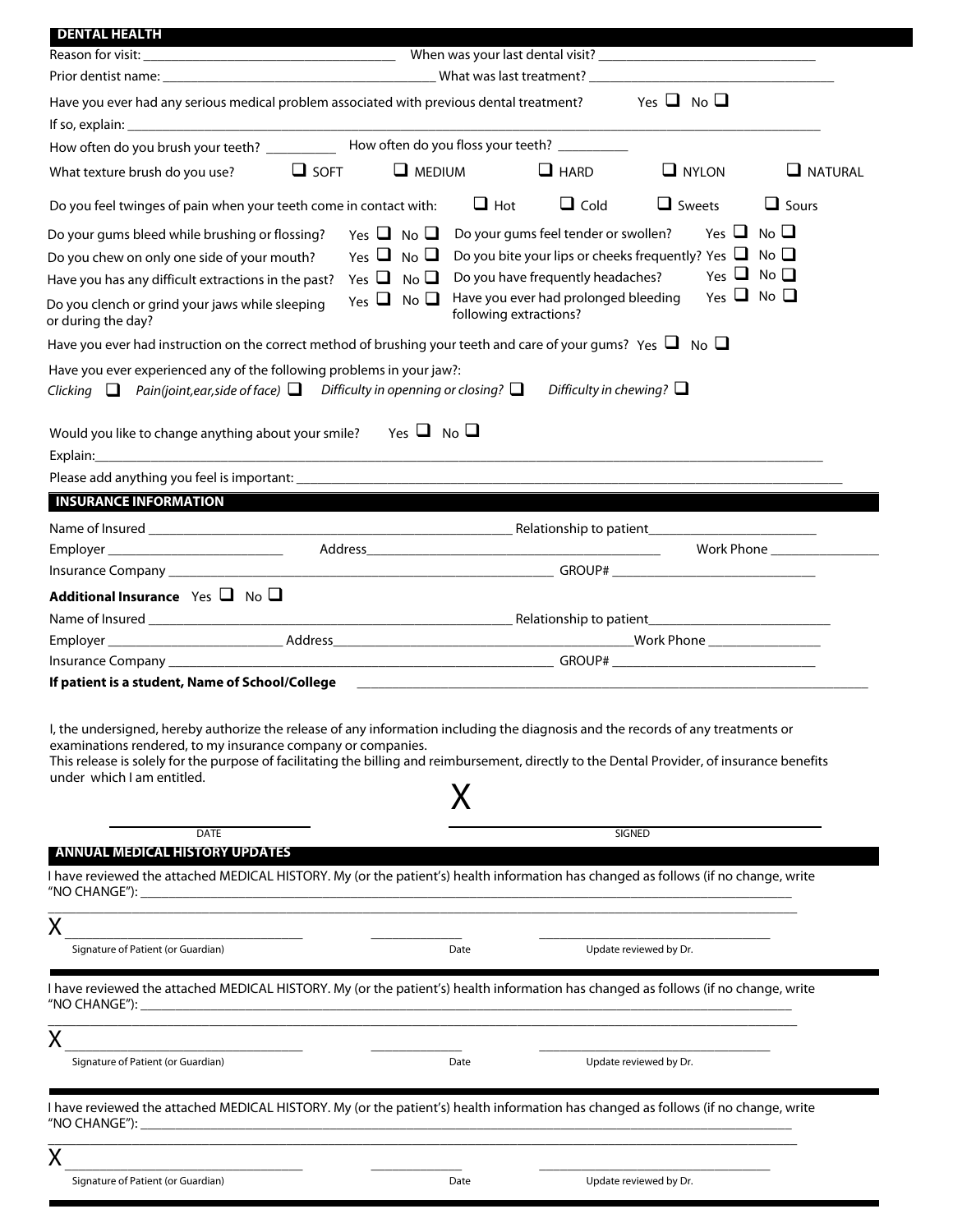## DENTAL HEALTH

Reason for visit: ______________________________ When was your last dental visit? ______________________________

Prior dentist name: ______________________________ What was last treatment? ______________________________

Have you ever had any serious medical problem associated with previous dental treatment? Yes ☐ No ☐

If so, explain: ______________________________

How often do you brush your teeth? __________ How often do you floss your teeth? __________

What texture brush do you use? ☐ SOFT ☐ MEDIUM ☐ HARD ☐ NYLON ☐ NATURAL

Do you feel twinges of pain when your teeth come in contact with: ☐ Hot ☐ Cold ☐ Sweets ☐ Sours

Do your gums bleed while brushing or flossing? Yes ☐ No ☐

Do your gums feel tender or swollen? Yes ☐ No ☐

Do you chew on only one side of your mouth? Yes ☐ No ☐

Do you bite your lips or cheeks frequently? Yes ☐ No ☐

Have you has any difficult extractions in the past? Yes ☐ No ☐

Do you have frequently headaches? Yes ☐ No ☐

Do you clench or grind your jaws while sleeping or during the day? Yes ☐ No ☐

Have you ever had prolonged bleeding following extractions? Yes ☐ No ☐

Have you ever had instruction on the correct method of brushing your teeth and care of your gums? Yes ☐ No ☐

Have you ever experienced any of the following problems in your jaw?:

*Clicking* ☐ *Pain(joint,ear,side of face)* ☐ *Difficulty in openning or closing?* ☐ *Difficulty in chewing?* ☐

Would you like to change anything about your smile? Yes ☐ No ☐

Explain: ______________________________

Please add anything you feel is important: ______________________________

## INSURANCE INFORMATION

Name of Insured ______________________________ Relationship to patient ______________________________

Employer ______________ Address ______________________________ Work Phone ______________

Insurance Company ______________________________ GROUP# ______________________________

**Additional Insurance** Yes ☐ No ☐

Name of Insured ______________________________ Relationship to patient ______________________________

Employer ______________ Address ______________________________ Work Phone ______________

Insurance Company ______________________________ GROUP# ______________________________

**If patient is a student, Name of School/College** ______________________________

I, the undersigned, hereby authorize the release of any information including the diagnosis and the records of any treatments or examinations rendered, to my insurance company or companies.
This release is solely for the purpose of facilitating the billing and reimbursement, directly to the Dental Provider, of insurance benefits under which I am entitled.

______________ DATE X ______________________________ SIGNED

## ANNUAL MEDICAL HISTORY UPDATES

I have reviewed the attached MEDICAL HISTORY. My (or the patient's) health information has changed as follows (if no change, write "NO CHANGE"): ______________________________

______________________________

X ______________________________ Signature of Patient (or Guardian) ______________ Date ______________________________ Update reviewed by Dr.

I have reviewed the attached MEDICAL HISTORY. My (or the patient's) health information has changed as follows (if no change, write "NO CHANGE"): ______________________________

______________________________

X ______________________________ Signature of Patient (or Guardian) ______________ Date ______________________________ Update reviewed by Dr.

I have reviewed the attached MEDICAL HISTORY. My (or the patient's) health information has changed as follows (if no change, write "NO CHANGE"): ______________________________

______________________________

X ______________________________ Signature of Patient (or Guardian) ______________ Date ______________________________ Update reviewed by Dr.